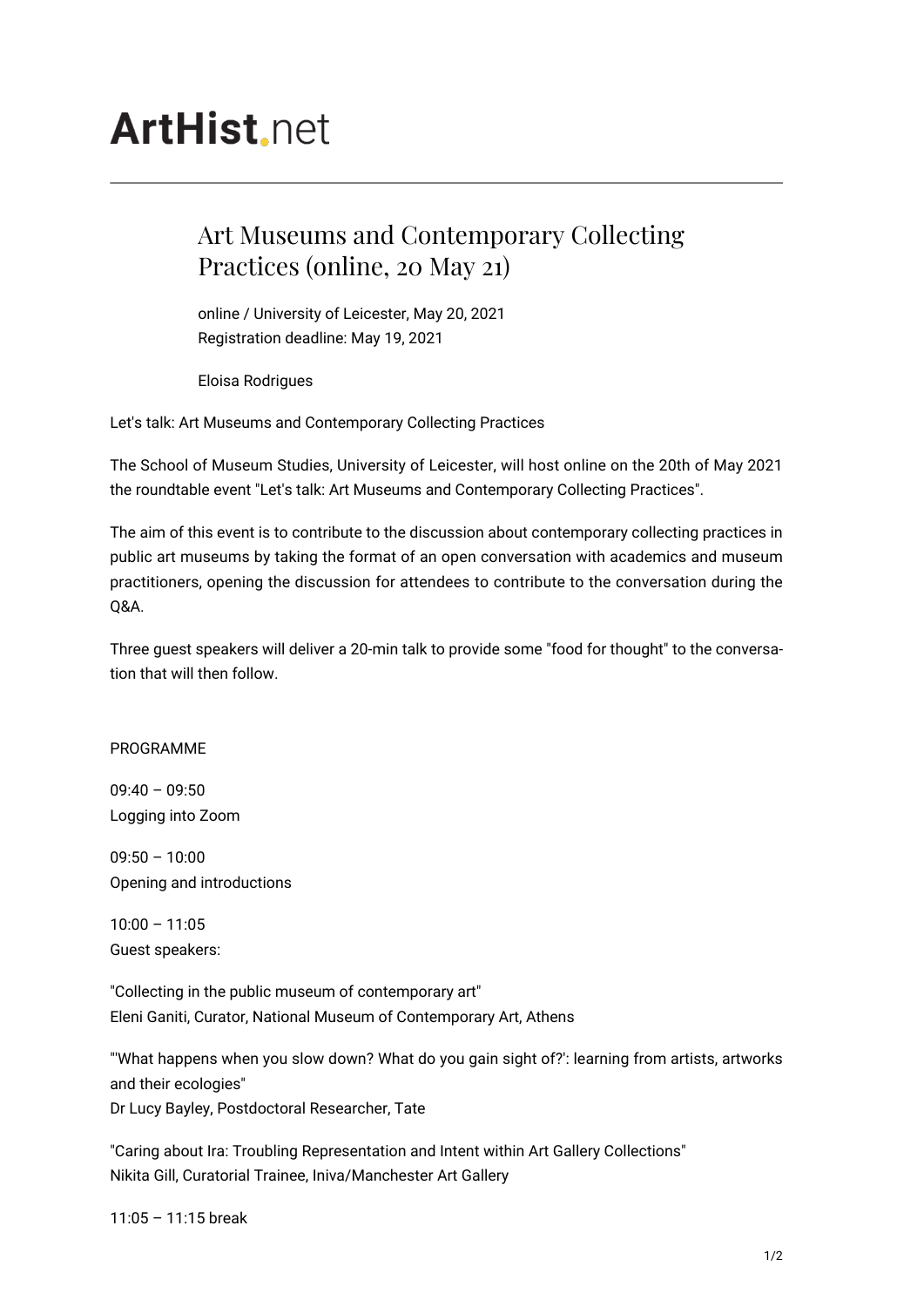# ArtHist.net

## Art Museums and Contemporary Collecting Practices (online, 20 May 21)

online / University of Leicester, May 20, 2021
Registration deadline: May 19, 2021

Eloisa Rodrigues

Let's talk: Art Museums and Contemporary Collecting Practices

The School of Museum Studies, University of Leicester, will host online on the 20th of May 2021 the roundtable event "Let's talk: Art Museums and Contemporary Collecting Practices".

The aim of this event is to contribute to the discussion about contemporary collecting practices in public art museums by taking the format of an open conversation with academics and museum practitioners, opening the discussion for attendees to contribute to the conversation during the Q&A.

Three guest speakers will deliver a 20-min talk to provide some "food for thought" to the conversation that will then follow.

PROGRAMME

09:40 – 09:50
Logging into Zoom

09:50 – 10:00
Opening and introductions

10:00 – 11:05
Guest speakers:

"Collecting in the public museum of contemporary art"
Eleni Ganiti, Curator, National Museum of Contemporary Art, Athens

"'What happens when you slow down? What do you gain sight of?': learning from artists, artworks and their ecologies"
Dr Lucy Bayley, Postdoctoral Researcher, Tate

"Caring about Ira: Troubling Representation and Intent within Art Gallery Collections"
Nikita Gill, Curatorial Trainee, Iniva/Manchester Art Gallery

11:05 – 11:15 break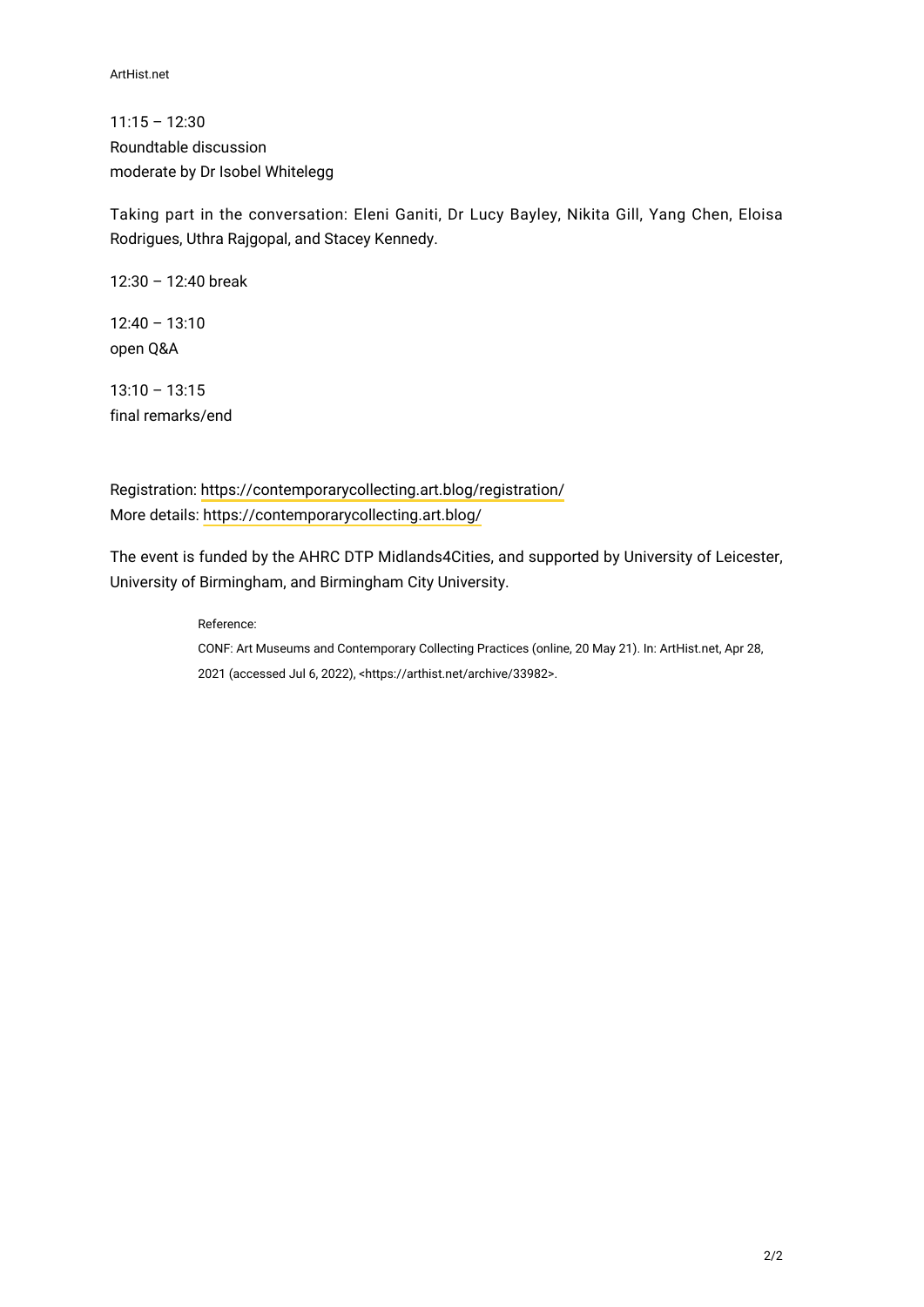11:15 – 12:30
Roundtable discussion
moderate by Dr Isobel Whitelegg

Taking part in the conversation: Eleni Ganiti, Dr Lucy Bayley, Nikita Gill, Yang Chen, Eloisa Rodrigues, Uthra Rajgopal, and Stacey Kennedy.

12:30 – 12:40 break

12:40 – 13:10
open Q&A

13:10 – 13:15
final remarks/end

Registration: https://contemporarycollecting.art.blog/registration/
More details: https://contemporarycollecting.art.blog/

The event is funded by the AHRC DTP Midlands4Cities, and supported by University of Leicester, University of Birmingham, and Birmingham City University.

Reference:
CONF: Art Museums and Contemporary Collecting Practices (online, 20 May 21). In: ArtHist.net, Apr 28, 2021 (accessed Jul 6, 2022), <https://arthist.net/archive/33982>.